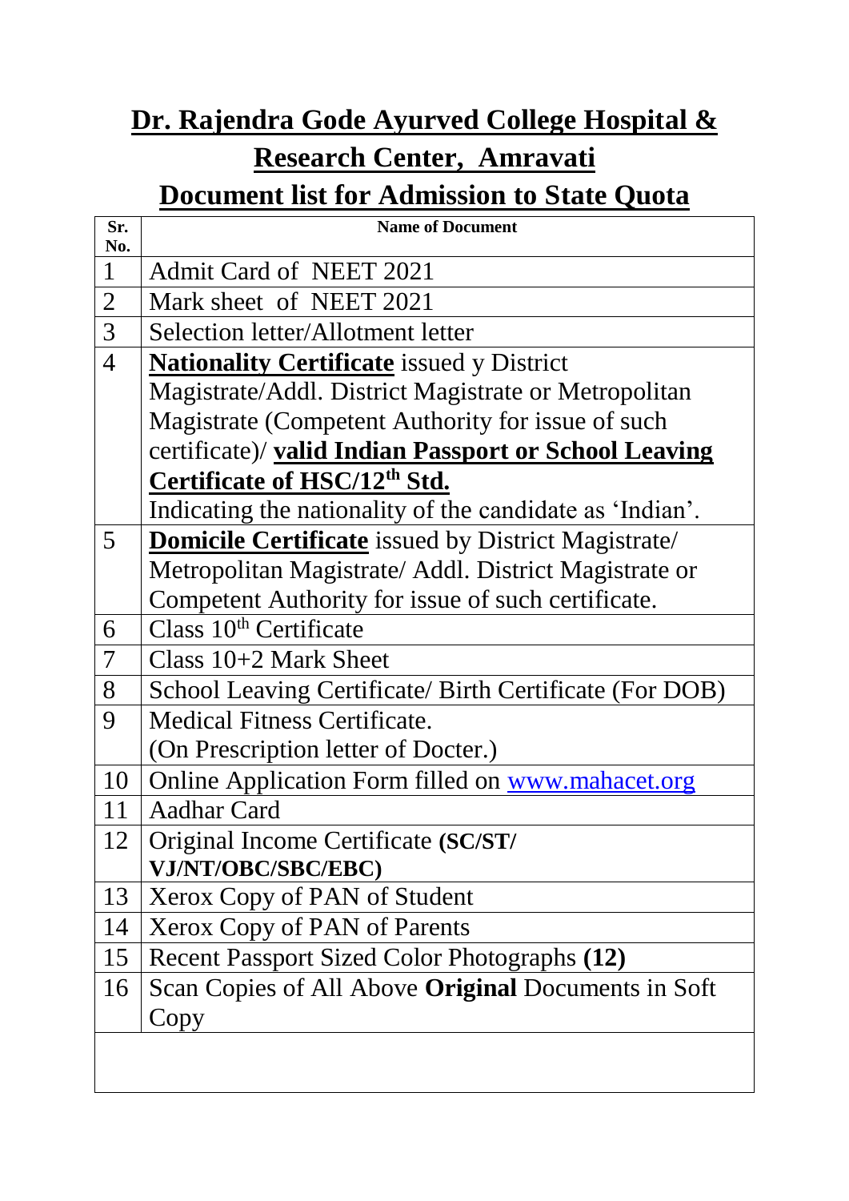# Dr. Rajendra Gode Ayurved College Hospital & Research Center, Amravati

## Document list for Admission to State Quota

| Sr. No. | Name of Document |
|---|---|
| 1 | Admit Card of NEET 2021 |
| 2 | Mark sheet of NEET 2021 |
| 3 | Selection letter/Allotment letter |
| 4 | **Nationality Certificate** issued y District Magistrate/Addl. District Magistrate or Metropolitan Magistrate (Competent Authority for issue of such certificate)/ **valid Indian Passport or School Leaving Certificate of HSC/12th Std.** Indicating the nationality of the candidate as 'Indian'. |
| 5 | **Domicile Certificate** issued by District Magistrate/ Metropolitan Magistrate/ Addl. District Magistrate or Competent Authority for issue of such certificate. |
| 6 | Class 10th Certificate |
| 7 | Class 10+2 Mark Sheet |
| 8 | School Leaving Certificate/ Birth Certificate (For DOB) |
| 9 | Medical Fitness Certificate. (On Prescription letter of Docter.) |
| 10 | Online Application Form filled on www.mahacet.org |
| 11 | Aadhar Card |
| 12 | Original Income Certificate **(SC/ST/ VJ/NT/OBC/SBC/EBC)** |
| 13 | Xerox Copy of PAN of Student |
| 14 | Xerox Copy of PAN of Parents |
| 15 | Recent Passport Sized Color Photographs **(12)** |
| 16 | Scan Copies of All Above **Original** Documents in Soft Copy |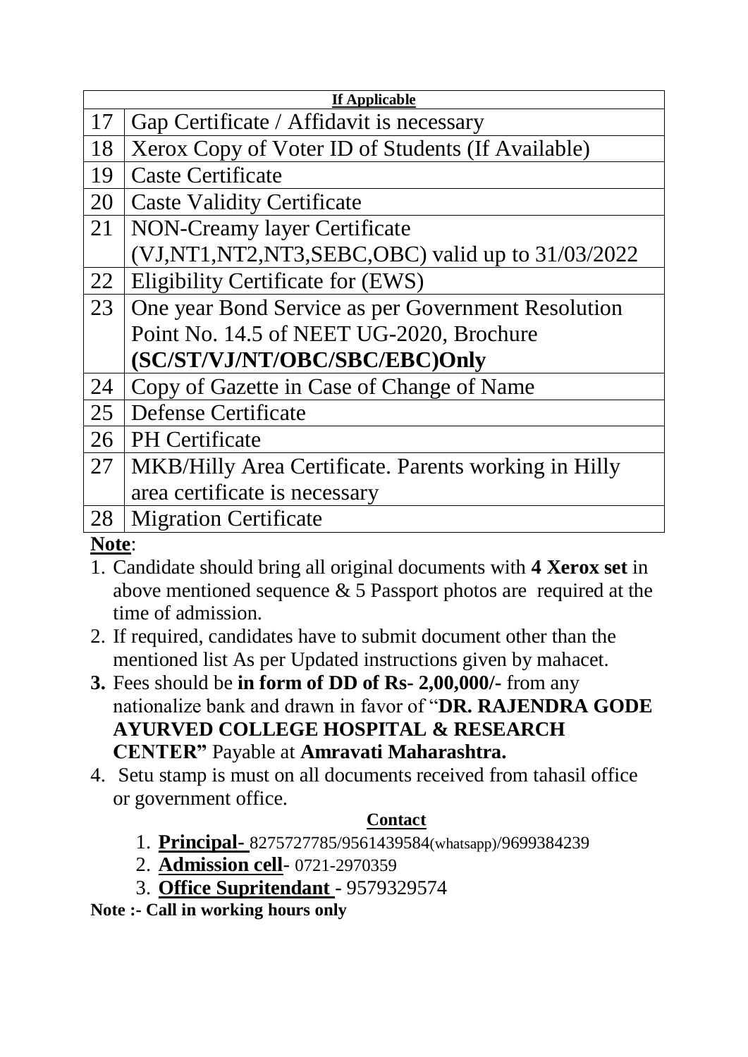| **If Applicable** | |
|---|---|
| 17 | Gap Certificate / Affidavit is necessary |
| 18 | Xerox Copy of Voter ID of Students (If Available) |
| 19 | Caste Certificate |
| 20 | Caste Validity Certificate |
| 21 | NON-Creamy layer Certificate (VJ,NT1,NT2,NT3,SEBC,OBC) valid up to 31/03/2022 |
| 22 | Eligibility Certificate for (EWS) |
| 23 | One year Bond Service as per Government Resolution Point No. 14.5 of NEET UG-2020, Brochure **(SC/ST/VJ/NT/OBC/SBC/EBC)Only** |
| 24 | Copy of Gazette in Case of Change of Name |
| 25 | Defense Certificate |
| 26 | PH Certificate |
| 27 | MKB/Hilly Area Certificate. Parents working in Hilly area certificate is necessary |
| 28 | Migration Certificate |

**Note**:

1. Candidate should bring all original documents with **4 Xerox set** in above mentioned sequence & 5 Passport photos are required at the time of admission.
2. If required, candidates have to submit document other than the mentioned list As per Updated instructions given by mahacet.
3. Fees should be **in form of DD of Rs- 2,00,000/-** from any nationalize bank and drawn in favor of "**DR. RAJENDRA GODE AYURVED COLLEGE HOSPITAL & RESEARCH CENTER"** Payable at **Amravati Maharashtra.**
4. Setu stamp is must on all documents received from tahasil office or government office.

**Contact**

1. **Principal-** 8275727785/9561439584(whatsapp)/9699384239
2. **Admission cell**- 0721-2970359
3. **Office Supritendant** - 9579329574

**Note :- Call in working hours only**